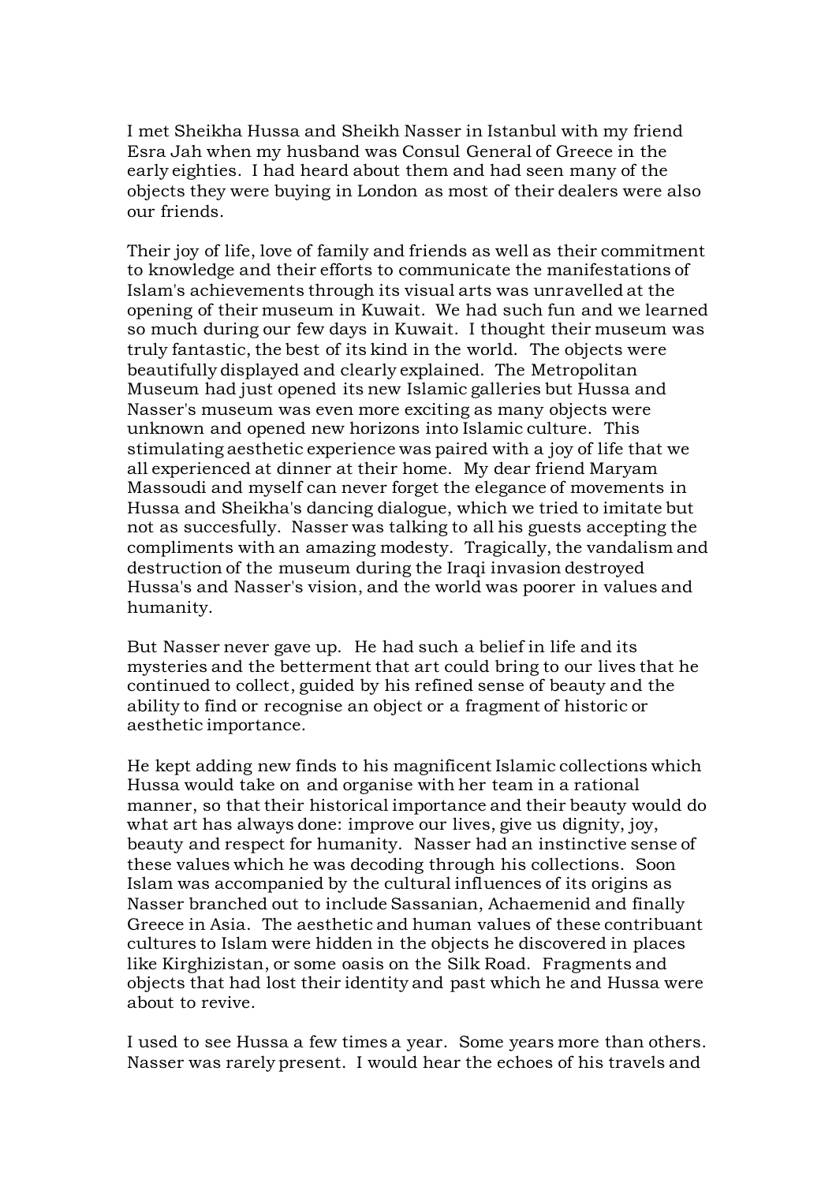I met Sheikha Hussa and Sheikh Nasser in Istanbul with my friend Esra Jah when my husband was Consul General of Greece in the early eighties. I had heard about them and had seen many of the objects they were buying in London as most of their dealers were also our friends.

Their joy of life, love of family and friends as well as their commitment to knowledge and their efforts to communicate the manifestations of Islam's achievements through its visual arts was unravelled at the opening of their museum in Kuwait. We had such fun and we learned so much during our few days in Kuwait. I thought their museum was truly fantastic, the best of its kind in the world. The objects were beautifully displayed and clearly explained. The Metropolitan Museum had just opened its new Islamic galleries but Hussa and Nasser's museum was even more exciting as many objects were unknown and opened new horizons into Islamic culture. This stimulating aesthetic experience was paired with a joy of life that we all experienced at dinner at their home. My dear friend Maryam Massoudi and myself can never forget the elegance of movements in Hussa and Sheikha's dancing dialogue, which we tried to imitate but not as succesfully. Nasser was talking to all his guests accepting the compliments with an amazing modesty. Tragically, the vandalism and destruction of the museum during the Iraqi invasion destroyed Hussa's and Nasser's vision, and the world was poorer in values and humanity.

But Nasser never gave up. He had such a belief in life and its mysteries and the betterment that art could bring to our lives that he continued to collect, guided by his refined sense of beauty and the ability to find or recognise an object or a fragment of historic or aesthetic importance.

He kept adding new finds to his magnificent Islamic collections which Hussa would take on and organise with her team in a rational manner, so that their historical importance and their beauty would do what art has always done: improve our lives, give us dignity, joy, beauty and respect for humanity. Nasser had an instinctive sense of these values which he was decoding through his collections. Soon Islam was accompanied by the cultural influences of its origins as Nasser branched out to include Sassanian, Achaemenid and finally Greece in Asia. The aesthetic and human values of these contribuant cultures to Islam were hidden in the objects he discovered in places like Kirghizistan, or some oasis on the Silk Road. Fragments and objects that had lost their identity and past which he and Hussa were about to revive.

I used to see Hussa a few times a year. Some years more than others. Nasser was rarely present. I would hear the echoes of his travels and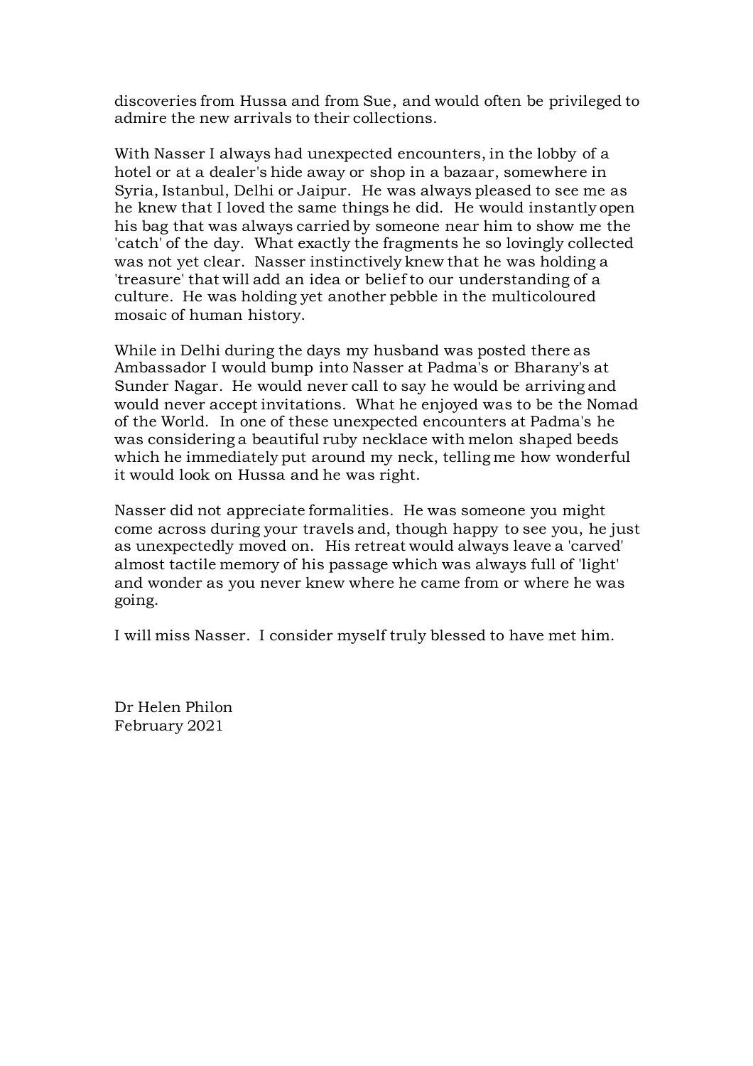discoveries from Hussa and from Sue, and would often be privileged to admire the new arrivals to their collections.

With Nasser I always had unexpected encounters, in the lobby of a hotel or at a dealer's hide away or shop in a bazaar, somewhere in Syria, Istanbul, Delhi or Jaipur. He was always pleased to see me as he knew that I loved the same things he did. He would instantly open his bag that was always carried by someone near him to show me the 'catch' of the day. What exactly the fragments he so lovingly collected was not yet clear. Nasser instinctively knew that he was holding a 'treasure' that will add an idea or belief to our understanding of a culture. He was holding yet another pebble in the multicoloured mosaic of human history.

While in Delhi during the days my husband was posted there as Ambassador I would bump into Nasser at Padma's or Bharany's at Sunder Nagar. He would never call to say he would be arriving and would never accept invitations. What he enjoyed was to be the Nomad of the World. In one of these unexpected encounters at Padma's he was considering a beautiful ruby necklace with melon shaped beeds which he immediately put around my neck, telling me how wonderful it would look on Hussa and he was right.

Nasser did not appreciate formalities. He was someone you might come across during your travels and, though happy to see you, he just as unexpectedly moved on. His retreat would always leave a 'carved' almost tactile memory of his passage which was always full of 'light' and wonder as you never knew where he came from or where he was going.

I will miss Nasser. I consider myself truly blessed to have met him.

Dr Helen Philon
February 2021